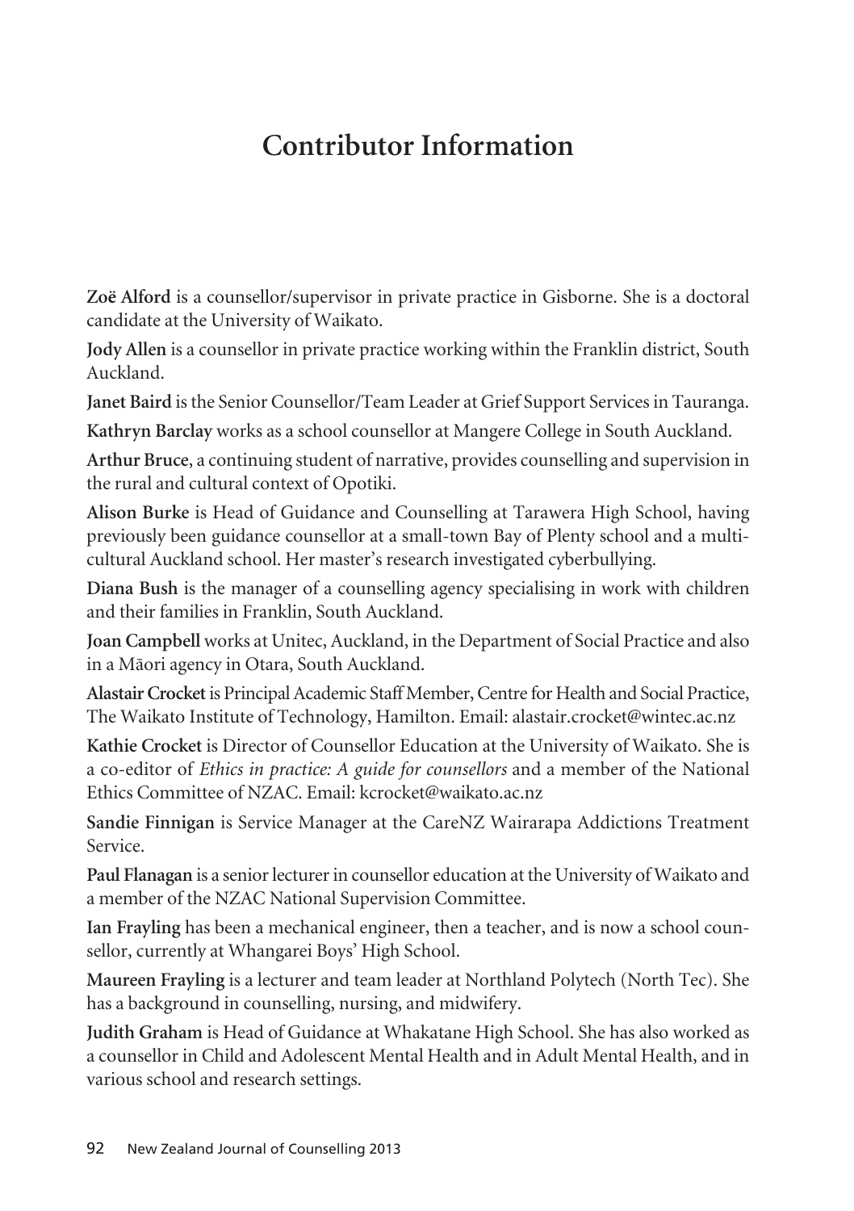# Contributor Information

**Zoë Alford** is a counsellor/supervisor in private practice in Gisborne. She is a doctoral candidate at the University of Waikato.

**Jody Allen** is a counsellor in private practice working within the Franklin district, South Auckland.

**Janet Baird** is the Senior Counsellor/Team Leader at Grief Support Services in Tauranga.

**Kathryn Barclay** works as a school counsellor at Mangere College in South Auckland.

**Arthur Bruce**, a continuing student of narrative, provides counselling and supervision in the rural and cultural context of Opotiki.

**Alison Burke** is Head of Guidance and Counselling at Tarawera High School, having previously been guidance counsellor at a small-town Bay of Plenty school and a multicultural Auckland school. Her master's research investigated cyberbullying.

**Diana Bush** is the manager of a counselling agency specialising in work with children and their families in Franklin, South Auckland.

**Joan Campbell** works at Unitec, Auckland, in the Department of Social Practice and also in a Māori agency in Otara, South Auckland.

**Alastair Crocket** is Principal Academic Staff Member, Centre for Health and Social Practice, The Waikato Institute of Technology, Hamilton. Email: alastair.crocket@wintec.ac.nz

**Kathie Crocket** is Director of Counsellor Education at the University of Waikato. She is a co-editor of *Ethics in practice: A guide for counsellors* and a member of the National Ethics Committee of NZAC. Email: kcrocket@waikato.ac.nz

**Sandie Finnigan** is Service Manager at the CareNZ Wairarapa Addictions Treatment Service.

**Paul Flanagan** is a senior lecturer in counsellor education at the University of Waikato and a member of the NZAC National Supervision Committee.

**Ian Frayling** has been a mechanical engineer, then a teacher, and is now a school counsellor, currently at Whangarei Boys' High School.

**Maureen Frayling** is a lecturer and team leader at Northland Polytech (North Tec). She has a background in counselling, nursing, and midwifery.

**Judith Graham** is Head of Guidance at Whakatane High School. She has also worked as a counsellor in Child and Adolescent Mental Health and in Adult Mental Health, and in various school and research settings.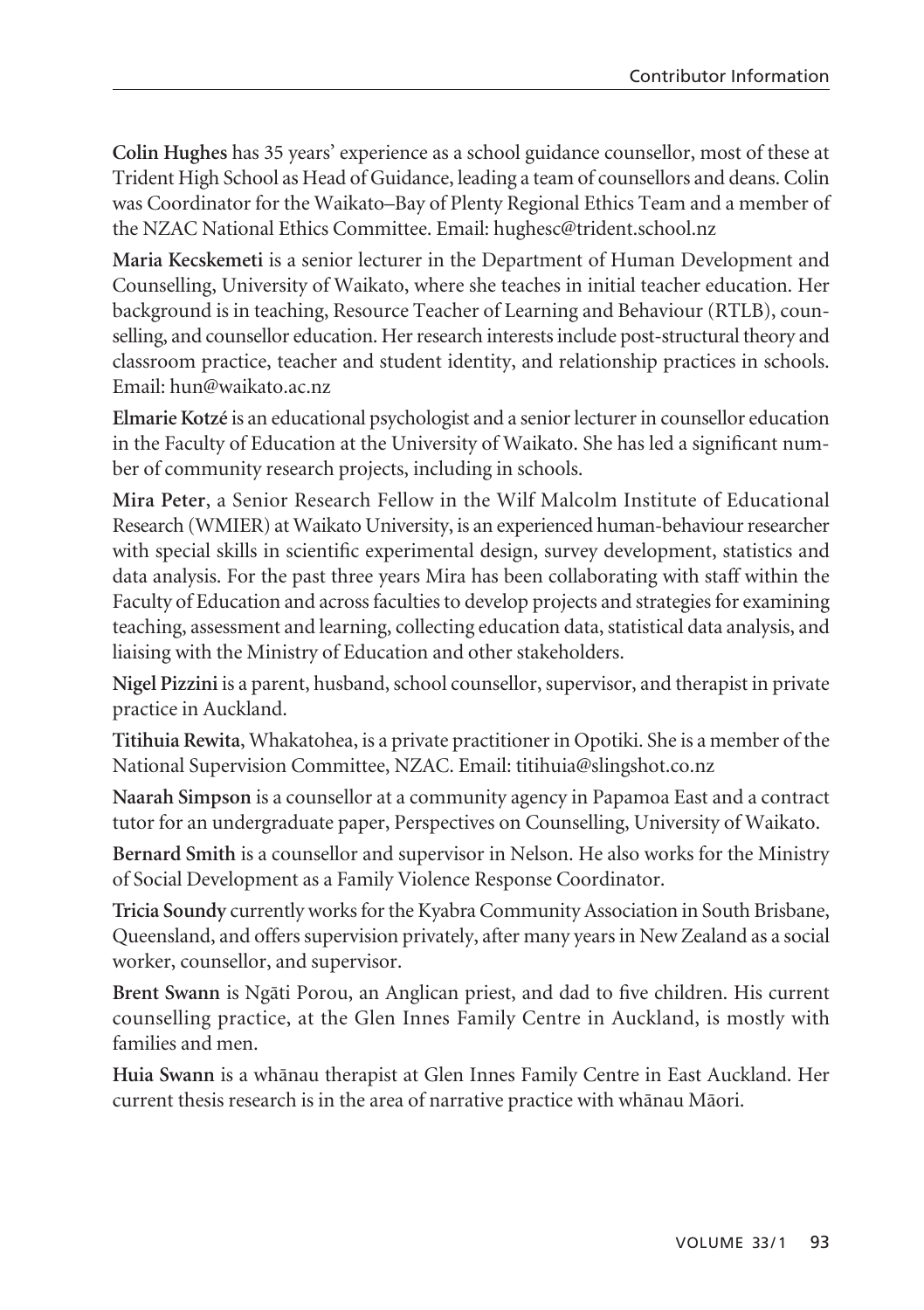**Colin Hughes** has 35 years' experience as a school guidance counsellor, most of these at Trident High School as Head of Guidance, leading a team of counsellors and deans. Colin was Coordinator for the Waikato–Bay of Plenty Regional Ethics Team and a member of the NZAC National Ethics Committee. Email: hughesc@trident.school.nz

**Maria Kecskemeti** is a senior lecturer in the Department of Human Development and Counselling, University of Waikato, where she teaches in initial teacher education. Her background is in teaching, Resource Teacher of Learning and Behaviour (RTLB), counselling, and counsellor education. Her research interests include post-structural theory and classroom practice, teacher and student identity, and relationship practices in schools. Email: hun@waikato.ac.nz

**Elmarie Kotzé** is an educational psychologist and a senior lecturer in counsellor education in the Faculty of Education at the University of Waikato. She has led a significant number of community research projects, including in schools.

**Mira Peter**, a Senior Research Fellow in the Wilf Malcolm Institute of Educational Research (WMIER) at Waikato University, is an experienced human-behaviour researcher with special skills in scientific experimental design, survey development, statistics and data analysis. For the past three years Mira has been collaborating with staff within the Faculty of Education and across faculties to develop projects and strategies for examining teaching, assessment and learning, collecting education data, statistical data analysis, and liaising with the Ministry of Education and other stakeholders.

**Nigel Pizzini** is a parent, husband, school counsellor, supervisor, and therapist in private practice in Auckland.

**Titihuia Rewita**, Whakatohea, is a private practitioner in Opotiki. She is a member of the National Supervision Committee, NZAC. Email: titihuia@slingshot.co.nz

**Naarah Simpson** is a counsellor at a community agency in Papamoa East and a contract tutor for an undergraduate paper, Perspectives on Counselling, University of Waikato.

**Bernard Smith** is a counsellor and supervisor in Nelson. He also works for the Ministry of Social Development as a Family Violence Response Coordinator.

**Tricia Soundy** currently works for the Kyabra Community Association in South Brisbane, Queensland, and offers supervision privately, after many years in New Zealand as a social worker, counsellor, and supervisor.

**Brent Swann** is Ngāti Porou, an Anglican priest, and dad to five children. His current counselling practice, at the Glen Innes Family Centre in Auckland, is mostly with families and men.

**Huia Swann** is a whānau therapist at Glen Innes Family Centre in East Auckland. Her current thesis research is in the area of narrative practice with whānau Māori.